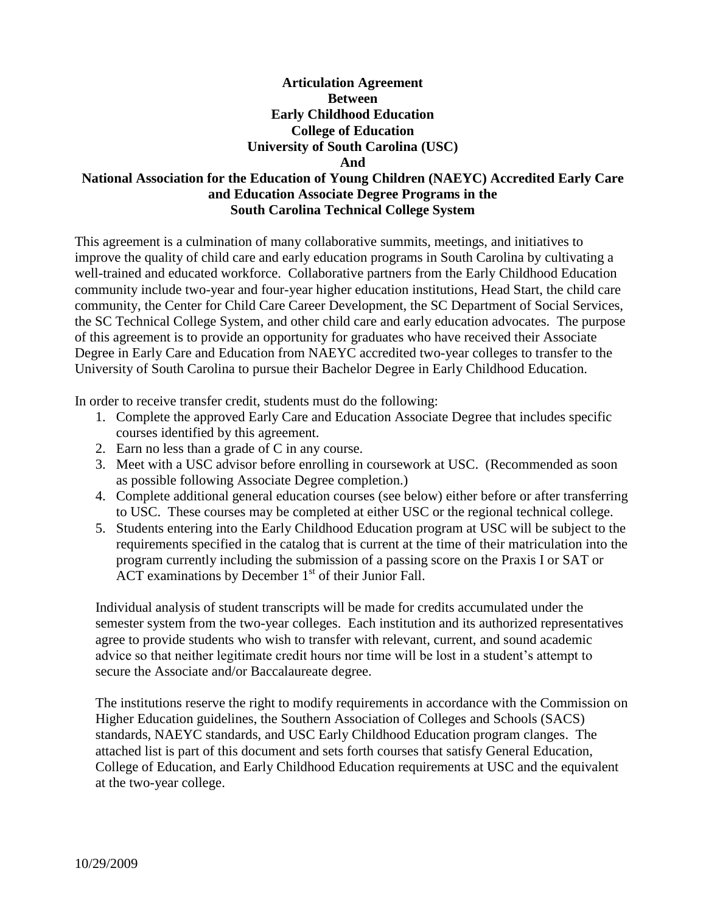# Articulation Agreement Between Early Childhood Education College of Education University of South Carolina (USC) And National Association for the Education of Young Children (NAEYC) Accredited Early Care and Education Associate Degree Programs in the South Carolina Technical College System

This agreement is a culmination of many collaborative summits, meetings, and initiatives to improve the quality of child care and early education programs in South Carolina by cultivating a well-trained and educated workforce. Collaborative partners from the Early Childhood Education community include two-year and four-year higher education institutions, Head Start, the child care community, the Center for Child Care Career Development, the SC Department of Social Services, the SC Technical College System, and other child care and early education advocates. The purpose of this agreement is to provide an opportunity for graduates who have received their Associate Degree in Early Care and Education from NAEYC accredited two-year colleges to transfer to the University of South Carolina to pursue their Bachelor Degree in Early Childhood Education.

In order to receive transfer credit, students must do the following:

1. Complete the approved Early Care and Education Associate Degree that includes specific courses identified by this agreement.
2. Earn no less than a grade of C in any course.
3. Meet with a USC advisor before enrolling in coursework at USC. (Recommended as soon as possible following Associate Degree completion.)
4. Complete additional general education courses (see below) either before or after transferring to USC. These courses may be completed at either USC or the regional technical college.
5. Students entering into the Early Childhood Education program at USC will be subject to the requirements specified in the catalog that is current at the time of their matriculation into the program currently including the submission of a passing score on the Praxis I or SAT or ACT examinations by December 1st of their Junior Fall.

Individual analysis of student transcripts will be made for credits accumulated under the semester system from the two-year colleges. Each institution and its authorized representatives agree to provide students who wish to transfer with relevant, current, and sound academic advice so that neither legitimate credit hours nor time will be lost in a student's attempt to secure the Associate and/or Baccalaureate degree.

The institutions reserve the right to modify requirements in accordance with the Commission on Higher Education guidelines, the Southern Association of Colleges and Schools (SACS) standards, NAEYC standards, and USC Early Childhood Education program clanges. The attached list is part of this document and sets forth courses that satisfy General Education, College of Education, and Early Childhood Education requirements at USC and the equivalent at the two-year college.

10/29/2009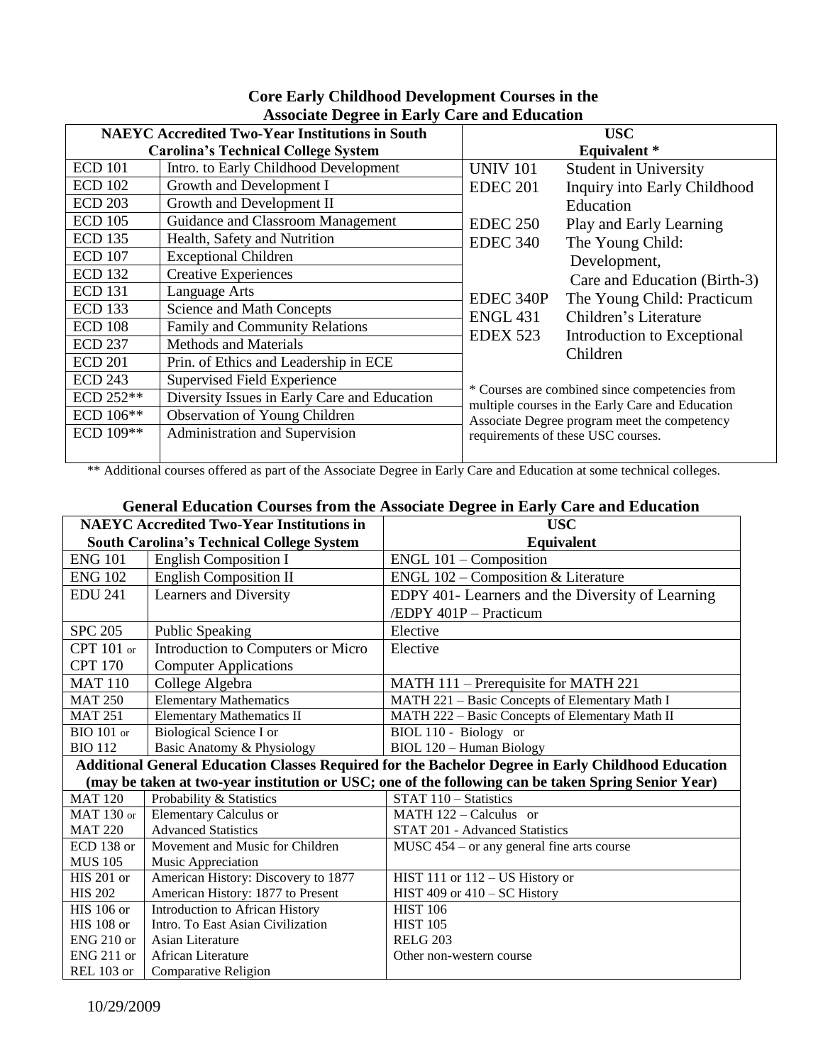## Core Early Childhood Development Courses in the Associate Degree in Early Care and Education

| NAEYC Accredited Two-Year Institutions in South Carolina's Technical College System | | USC Equivalent * | |
|---|---|---|---|
| ECD 101 | Intro. to Early Childhood Development | UNIV 101 | Student in University |
| ECD 102 | Growth and Development I | EDEC 201 | Inquiry into Early Childhood Education |
| ECD 203 | Growth and Development II | | |
| ECD 105 | Guidance and Classroom Management | EDEC 250 | Play and Early Learning |
| ECD 135 | Health, Safety and Nutrition | EDEC 340 | The Young Child: Development, Care and Education (Birth-3) |
| ECD 107 | Exceptional Children | | |
| ECD 132 | Creative Experiences | | |
| ECD 131 | Language Arts | EDEC 340P | The Young Child: Practicum |
| ECD 133 | Science and Math Concepts | ENGL 431 | Children's Literature |
| ECD 108 | Family and Community Relations | EDEX 523 | Introduction to Exceptional Children |
| ECD 237 | Methods and Materials | | |
| ECD 201 | Prin. of Ethics and Leadership in ECE | | |
| ECD 243 | Supervised Field Experience | | |
| ECD 252** | Diversity Issues in Early Care and Education | | |
| ECD 106** | Observation of Young Children | | |
| ECD 109** | Administration and Supervision | | |

\* Courses are combined since competencies from multiple courses in the Early Care and Education Associate Degree program meet the competency requirements of these USC courses.

** Additional courses offered as part of the Associate Degree in Early Care and Education at some technical colleges.

## General Education Courses from the Associate Degree in Early Care and Education

| NAEYC Accredited Two-Year Institutions in South Carolina's Technical College System | | USC Equivalent |
|---|---|---|
| ENG 101 | English Composition I | ENGL 101 – Composition |
| ENG 102 | English Composition II | ENGL 102 – Composition & Literature |
| EDU 241 | Learners and Diversity | EDPY 401- Learners and the Diversity of Learning /EDPY 401P – Practicum |
| SPC 205 | Public Speaking | Elective |
| CPT 101 or CPT 170 | Introduction to Computers or Micro Computer Applications | Elective |
| MAT 110 | College Algebra | MATH 111 – Prerequisite for MATH 221 |
| MAT 250 | Elementary Mathematics | MATH 221 – Basic Concepts of Elementary Math I |
| MAT 251 | Elementary Mathematics II | MATH 222 – Basic Concepts of Elementary Math II |
| BIO 101 or BIO 112 | Biological Science I or Basic Anatomy & Physiology | BIOL 110 - Biology or BIOL 120 – Human Biology |
| **Additional General Education Classes Required for the Bachelor Degree in Early Childhood Education (may be taken at two-year institution or USC; one of the following can be taken Spring Senior Year)** | | |
| MAT 120 | Probability & Statistics | STAT 110 – Statistics |
| MAT 130 or MAT 220 | Elementary Calculus or Advanced Statistics | MATH 122 – Calculus or STAT 201 - Advanced Statistics |
| ECD 138 or MUS 105 | Movement and Music for Children Music Appreciation | MUSC 454 – or any general fine arts course |
| HIS 201 or HIS 202 | American History: Discovery to 1877 American History: 1877 to Present | HIST 111 or 112 – US History or HIST 409 or 410 – SC History |
| HIS 106 or HIS 108 or ENG 210 or ENG 211 or REL 103 or | Introduction to African History Intro. To East Asian Civilization Asian Literature African Literature Comparative Religion | HIST 106 HIST 105 RELG 203 Other non-western course |

10/29/2009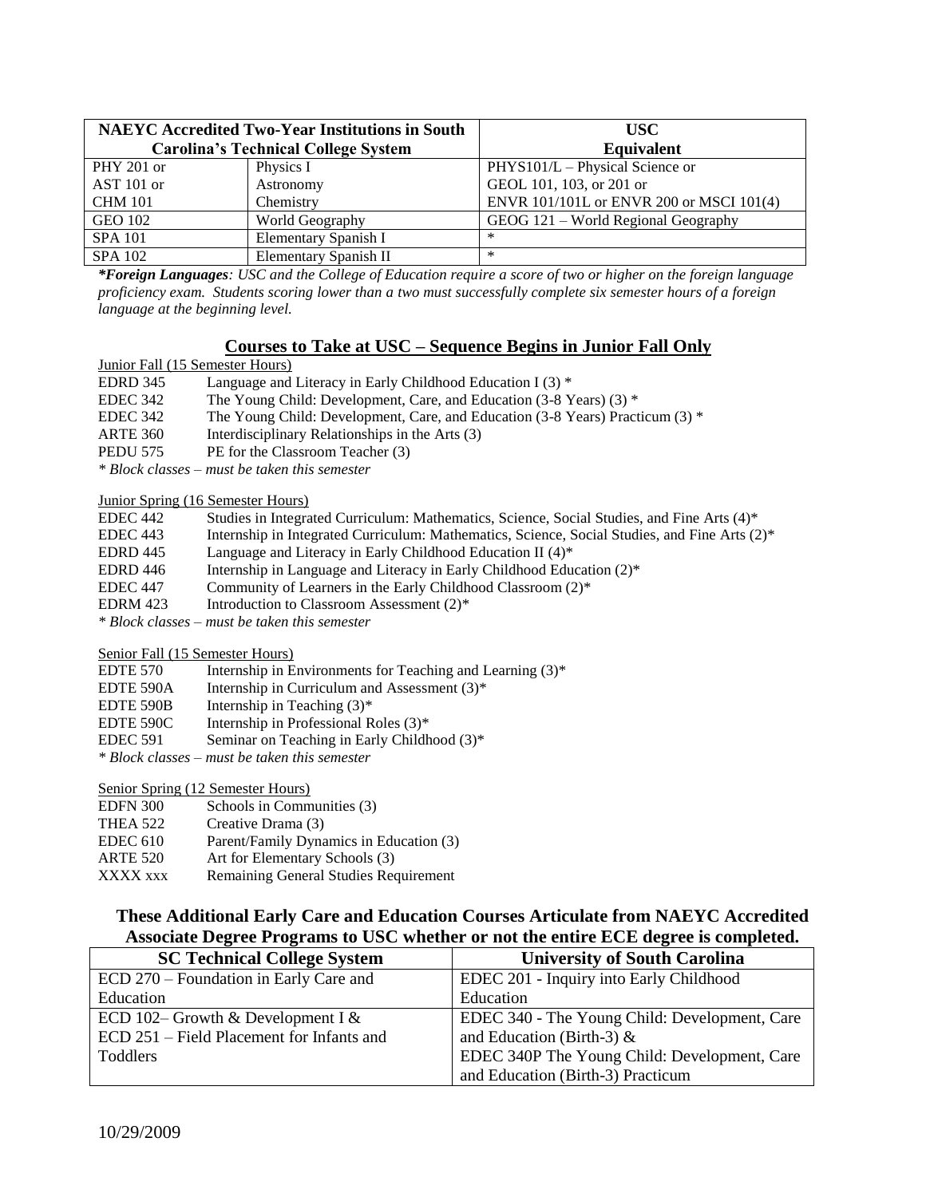| NAEYC Accredited Two-Year Institutions in South Carolina's Technical College System | | USC Equivalent |
|---|---|---|
| PHY 201 or | Physics I | PHYS101/L – Physical Science or |
| AST 101 or | Astronomy | GEOL 101, 103, or 201 or |
| CHM 101 | Chemistry | ENVR 101/101L or ENVR 200 or MSCI 101(4) |
| GEO 102 | World Geography | GEOG 121 – World Regional Geography |
| SPA 101 | Elementary Spanish I | * |
| SPA 102 | Elementary Spanish II | * |

***Foreign Languages**: USC and the College of Education require a score of two or higher on the foreign language proficiency exam. Students scoring lower than a two must successfully complete six semester hours of a foreign language at the beginning level.*

## Courses to Take at USC – Sequence Begins in Junior Fall Only

Junior Fall (15 Semester Hours)

- EDRD 345 Language and Literacy in Early Childhood Education I (3) *
- EDEC 342 The Young Child: Development, Care, and Education (3-8 Years) (3) *
- EDEC 342 The Young Child: Development, Care, and Education (3-8 Years) Practicum (3) *
- ARTE 360 Interdisciplinary Relationships in the Arts (3)
- PEDU 575 PE for the Classroom Teacher (3)

*\* Block classes – must be taken this semester*

Junior Spring (16 Semester Hours)

- EDEC 442 Studies in Integrated Curriculum: Mathematics, Science, Social Studies, and Fine Arts (4)*
- EDEC 443 Internship in Integrated Curriculum: Mathematics, Science, Social Studies, and Fine Arts (2)*
- EDRD 445 Language and Literacy in Early Childhood Education II (4)*
- EDRD 446 Internship in Language and Literacy in Early Childhood Education (2)*
- EDEC 447 Community of Learners in the Early Childhood Classroom (2)*
- EDRM 423 Introduction to Classroom Assessment (2)*

*\* Block classes – must be taken this semester*

Senior Fall (15 Semester Hours)

- EDTE 570 Internship in Environments for Teaching and Learning (3)*
- EDTE 590A Internship in Curriculum and Assessment (3)*
- EDTE 590B Internship in Teaching (3)*
- EDTE 590C Internship in Professional Roles (3)*
- EDEC 591 Seminar on Teaching in Early Childhood (3)*

*\* Block classes – must be taken this semester*

Senior Spring (12 Semester Hours)

- EDFN 300 Schools in Communities (3)
- THEA 522 Creative Drama (3)
- EDEC 610 Parent/Family Dynamics in Education (3)
- ARTE 520 Art for Elementary Schools (3)
- XXXX xxx Remaining General Studies Requirement

### These Additional Early Care and Education Courses Articulate from NAEYC Accredited Associate Degree Programs to USC whether or not the entire ECE degree is completed.

| SC Technical College System | University of South Carolina |
|---|---|
| ECD 270 – Foundation in Early Care and Education | EDEC 201 - Inquiry into Early Childhood Education |
| ECD 102– Growth & Development I & ECD 251 – Field Placement for Infants and Toddlers | EDEC 340 - The Young Child: Development, Care and Education (Birth-3) & EDEC 340P The Young Child: Development, Care and Education (Birth-3) Practicum |

10/29/2009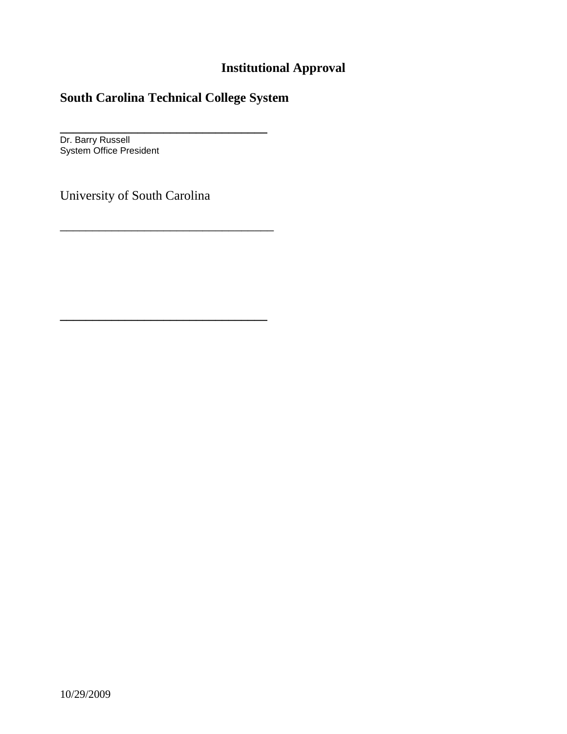# Institutional Approval

## South Carolina Technical College System

\_\_\_\_\_\_\_\_\_\_\_\_\_\_\_\_\_\_\_\_\_\_\_\_\_\_\_\_\_\_\_\_\_\_\_
Dr. Barry Russell
System Office President

University of South Carolina

\_\_\_\_\_\_\_\_\_\_\_\_\_\_\_\_\_\_\_\_\_\_\_\_\_\_\_\_\_\_\_\_\_\_\_

\_\_\_\_\_\_\_\_\_\_\_\_\_\_\_\_\_\_\_\_\_\_\_\_\_\_\_\_\_\_\_\_\_\_\_

10/29/2009